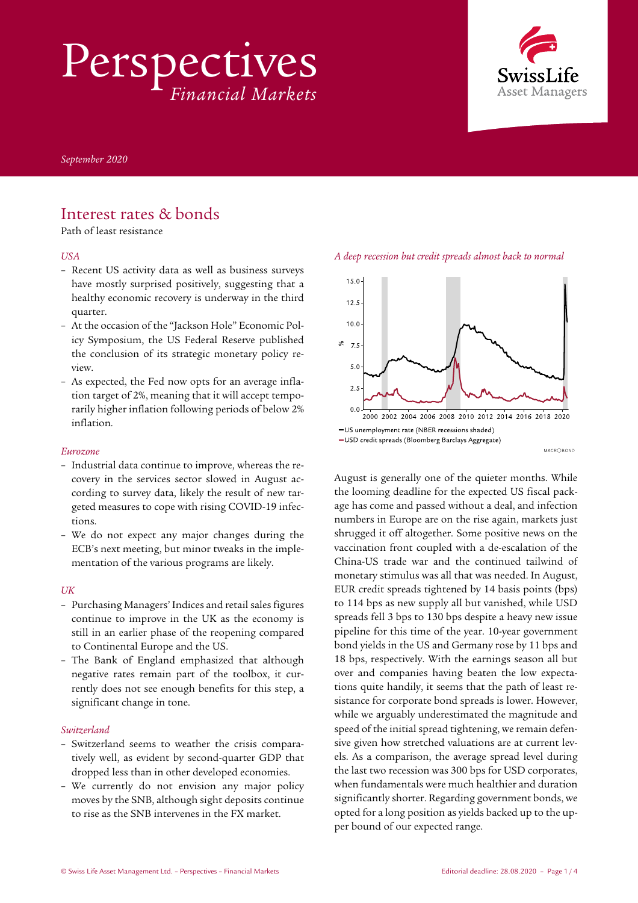# Perspectives
*Financial Markets*

*September 2020*

## Interest rates & bonds

Path of least resistance

*USA*

- Recent US activity data as well as business surveys have mostly surprised positively, suggesting that a healthy economic recovery is underway in the third quarter.
- At the occasion of the "Jackson Hole" Economic Policy Symposium, the US Federal Reserve published the conclusion of its strategic monetary policy review.
- As expected, the Fed now opts for an average inflation target of 2%, meaning that it will accept temporarily higher inflation following periods of below 2% inflation.

*Eurozone*

- Industrial data continue to improve, whereas the recovery in the services sector slowed in August according to survey data, likely the result of new targeted measures to cope with rising COVID-19 infections.
- We do not expect any major changes during the ECB's next meeting, but minor tweaks in the implementation of the various programs are likely.

*UK*

- Purchasing Managers' Indices and retail sales figures continue to improve in the UK as the economy is still in an earlier phase of the reopening compared to Continental Europe and the US.
- The Bank of England emphasized that although negative rates remain part of the toolbox, it currently does not see enough benefits for this step, a significant change in tone.

*Switzerland*

- Switzerland seems to weather the crisis comparatively well, as evident by second-quarter GDP that dropped less than in other developed economies.
- We currently do not envision any major policy moves by the SNB, although sight deposits continue to rise as the SNB intervenes in the FX market.

*A deep recession but credit spreads almost back to normal*

—US unemployment rate (NBER recessions shaded)
—USD credit spreads (Bloomberg Barclays Aggregate)

August is generally one of the quieter months. While the looming deadline for the expected US fiscal package has come and passed without a deal, and infection numbers in Europe are on the rise again, markets just shrugged it off altogether. Some positive news on the vaccination front coupled with a de-escalation of the China-US trade war and the continued tailwind of monetary stimulus was all that was needed. In August, EUR credit spreads tightened by 14 basis points (bps) to 114 bps as new supply all but vanished, while USD spreads fell 3 bps to 130 bps despite a heavy new issue pipeline for this time of the year. 10-year government bond yields in the US and Germany rose by 11 bps and 18 bps, respectively. With the earnings season all but over and companies having beaten the low expectations quite handily, it seems that the path of least resistance for corporate bond spreads is lower. However, while we arguably underestimated the magnitude and speed of the initial spread tightening, we remain defensive given how stretched valuations are at current levels. As a comparison, the average spread level during the last two recession was 300 bps for USD corporates, when fundamentals were much healthier and duration significantly shorter. Regarding government bonds, we opted for a long position as yields backed up to the upper bound of our expected range.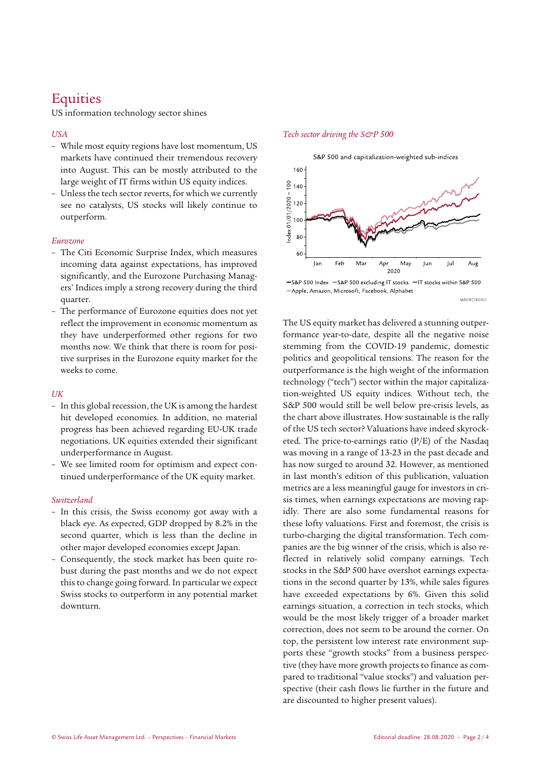# Equities

US information technology sector shines

*USA*

- While most equity regions have lost momentum, US markets have continued their tremendous recovery into August. This can be mostly attributed to the large weight of IT firms within US equity indices.
- Unless the tech sector reverts, for which we currently see no catalysts, US stocks will likely continue to outperform.

*Eurozone*

- The Citi Economic Surprise Index, which measures incoming data against expectations, has improved significantly, and the Eurozone Purchasing Managers' Indices imply a strong recovery during the third quarter.
- The performance of Eurozone equities does not yet reflect the improvement in economic momentum as they have underperformed other regions for two months now. We think that there is room for positive surprises in the Eurozone equity market for the weeks to come.

*UK*

- In this global recession, the UK is among the hardest hit developed economies. In addition, no material progress has been achieved regarding EU-UK trade negotiations. UK equities extended their significant underperformance in August.
- We see limited room for optimism and expect continued underperformance of the UK equity market.

*Switzerland*

- In this crisis, the Swiss economy got away with a black eye. As expected, GDP dropped by 8.2% in the second quarter, which is less than the decline in other major developed economies except Japan.
- Consequently, the stock market has been quite robust during the past months and we do not expect this to change going forward. In particular we expect Swiss stocks to outperform in any potential market downturn.

*Tech sector driving the S&P 500*

S&P 500 and capitalization-weighted sub-indices

— S&P 500 Index — S&P 500 excluding IT stocks — IT stocks within S&P 500 — Apple, Amazon, Microsoft, Facebook, Alphabet

The US equity market has delivered a stunning outperformance year-to-date, despite all the negative noise stemming from the COVID-19 pandemic, domestic politics and geopolitical tensions. The reason for the outperformance is the high weight of the information technology ("tech") sector within the major capitalization-weighted US equity indices. Without tech, the S&P 500 would still be well below pre-crisis levels, as the chart above illustrates. How sustainable is the rally of the US tech sector? Valuations have indeed skyrocketed. The price-to-earnings ratio (P/E) of the Nasdaq was moving in a range of 13-23 in the past decade and has now surged to around 32. However, as mentioned in last month's edition of this publication, valuation metrics are a less meaningful gauge for investors in crisis times, when earnings expectations are moving rapidly. There are also some fundamental reasons for these lofty valuations. First and foremost, the crisis is turbo-charging the digital transformation. Tech companies are the big winner of the crisis, which is also reflected in relatively solid company earnings. Tech stocks in the S&P 500 have overshot earnings expectations in the second quarter by 13%, while sales figures have exceeded expectations by 6%. Given this solid earnings situation, a correction in tech stocks, which would be the most likely trigger of a broader market correction, does not seem to be around the corner. On top, the persistent low interest rate environment supports these "growth stocks" from a business perspective (they have more growth projects to finance as compared to traditional "value stocks") and valuation perspective (their cash flows lie further in the future and are discounted to higher present values).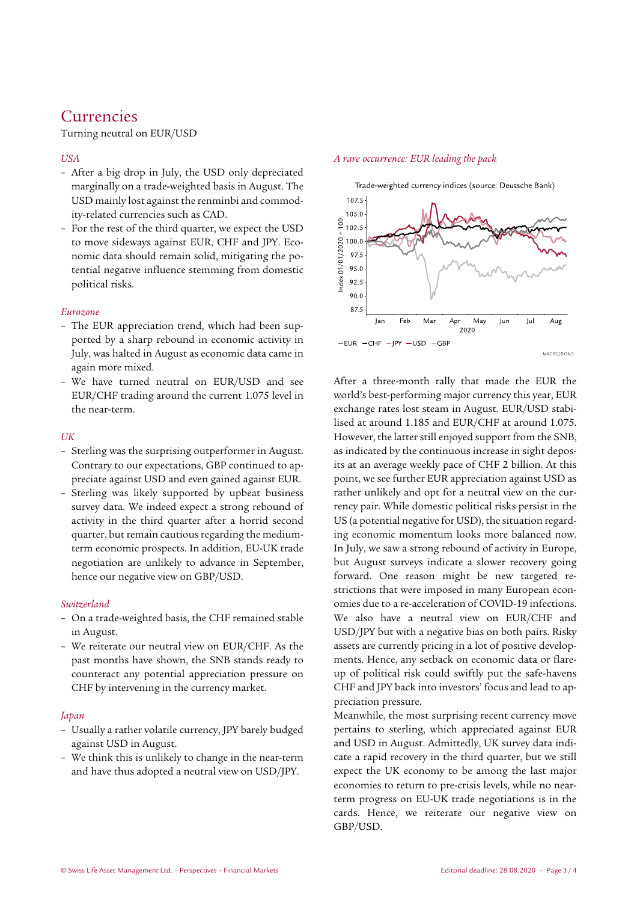# Currencies

Turning neutral on EUR/USD

*USA*

- After a big drop in July, the USD only depreciated marginally on a trade-weighted basis in August. The USD mainly lost against the renminbi and commodity-related currencies such as CAD.
- For the rest of the third quarter, we expect the USD to move sideways against EUR, CHF and JPY. Economic data should remain solid, mitigating the potential negative influence stemming from domestic political risks.

*Eurozone*

- The EUR appreciation trend, which had been supported by a sharp rebound in economic activity in July, was halted in August as economic data came in again more mixed.
- We have turned neutral on EUR/USD and see EUR/CHF trading around the current 1.075 level in the near-term.

*UK*

- Sterling was the surprising outperformer in August. Contrary to our expectations, GBP continued to appreciate against USD and even gained against EUR.
- Sterling was likely supported by upbeat business survey data. We indeed expect a strong rebound of activity in the third quarter after a horrid second quarter, but remain cautious regarding the medium-term economic prospects. In addition, EU-UK trade negotiation are unlikely to advance in September, hence our negative view on GBP/USD.

*Switzerland*

- On a trade-weighted basis, the CHF remained stable in August.
- We reiterate our neutral view on EUR/CHF. As the past months have shown, the SNB stands ready to counteract any potential appreciation pressure on CHF by intervening in the currency market.

*Japan*

- Usually a rather volatile currency, JPY barely budged against USD in August.
- We think this is unlikely to change in the near-term and have thus adopted a neutral view on USD/JPY.

*A rare occurrence: EUR leading the pack*

Trade-weighted currency indices (source: Deutsche Bank)

After a three-month rally that made the EUR the world's best-performing major currency this year, EUR exchange rates lost steam in August. EUR/USD stabilised at around 1.185 and EUR/CHF at around 1.075. However, the latter still enjoyed support from the SNB, as indicated by the continuous increase in sight deposits at an average weekly pace of CHF 2 billion. At this point, we see further EUR appreciation against USD as rather unlikely and opt for a neutral view on the currency pair. While domestic political risks persist in the US (a potential negative for USD), the situation regarding economic momentum looks more balanced now. In July, we saw a strong rebound of activity in Europe, but August surveys indicate a slower recovery going forward. One reason might be new targeted restrictions that were imposed in many European economies due to a re-acceleration of COVID-19 infections. We also have a neutral view on EUR/CHF and USD/JPY but with a negative bias on both pairs. Risky assets are currently pricing in a lot of positive developments. Hence, any setback on economic data or flare-up of political risk could swiftly put the safe-havens CHF and JPY back into investors' focus and lead to appreciation pressure.

Meanwhile, the most surprising recent currency move pertains to sterling, which appreciated against EUR and USD in August. Admittedly, UK survey data indicate a rapid recovery in the third quarter, but we still expect the UK economy to be among the last major economies to return to pre-crisis levels, while no near-term progress on EU-UK trade negotiations is in the cards. Hence, we reiterate our negative view on GBP/USD.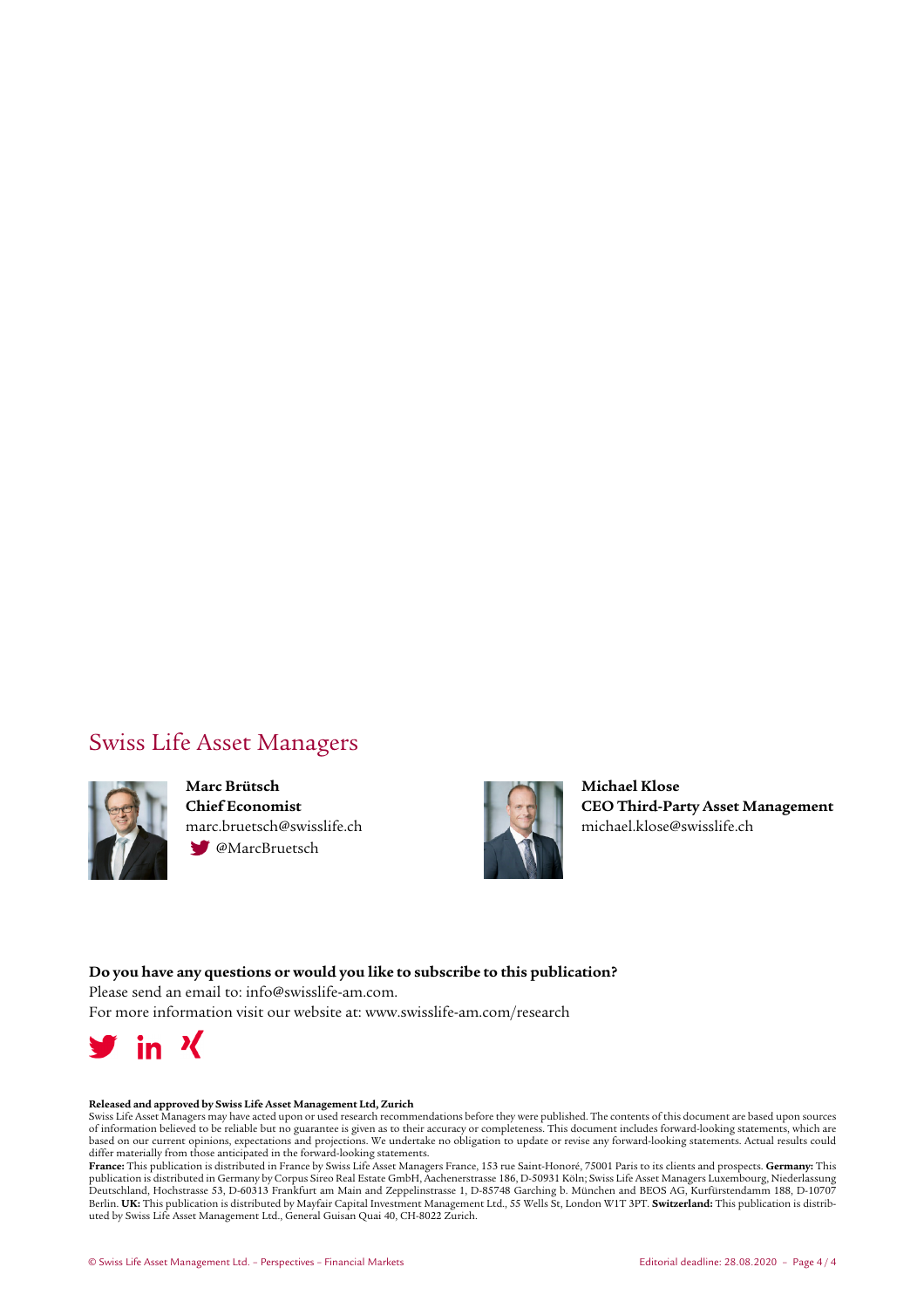## Swiss Life Asset Managers

**Marc Brütsch**
**Chief Economist**
marc.bruetsch@swisslife.ch
@MarcBruetsch

**Michael Klose**
**CEO Third-Party Asset Management**
michael.klose@swisslife.ch

**Do you have any questions or would you like to subscribe to this publication?**
Please send an email to: info@swisslife-am.com.
For more information visit our website at: www.swisslife-am.com/research

**Released and approved by Swiss Life Asset Management Ltd, Zurich**
Swiss Life Asset Managers may have acted upon or used research recommendations before they were published. The contents of this document are based upon sources of information believed to be reliable but no guarantee is given as to their accuracy or completeness. This document includes forward-looking statements, which are based on our current opinions, expectations and projections. We undertake no obligation to update or revise any forward-looking statements. Actual results could differ materially from those anticipated in the forward-looking statements.
**France:** This publication is distributed in France by Swiss Life Asset Managers France, 153 rue Saint-Honoré, 75001 Paris to its clients and prospects. **Germany:** This publication is distributed in Germany by Corpus Sireo Real Estate GmbH, Aachenerstrasse 186, D-50931 Köln; Swiss Life Asset Managers Luxembourg, Niederlassung Deutschland, Hochstrasse 53, D-60313 Frankfurt am Main and Zeppelinstrasse 1, D-85748 Garching b. München and BEOS AG, Kurfürstendamm 188, D-10707 Berlin. **UK:** This publication is distributed by Mayfair Capital Investment Management Ltd., 55 Wells St, London W1T 3PT. **Switzerland:** This publication is distributed by Swiss Life Asset Management Ltd., General Guisan Quai 40, CH-8022 Zurich.

© Swiss Life Asset Management Ltd. – Perspectives – Financial Markets

Editorial deadline: 28.08.2020